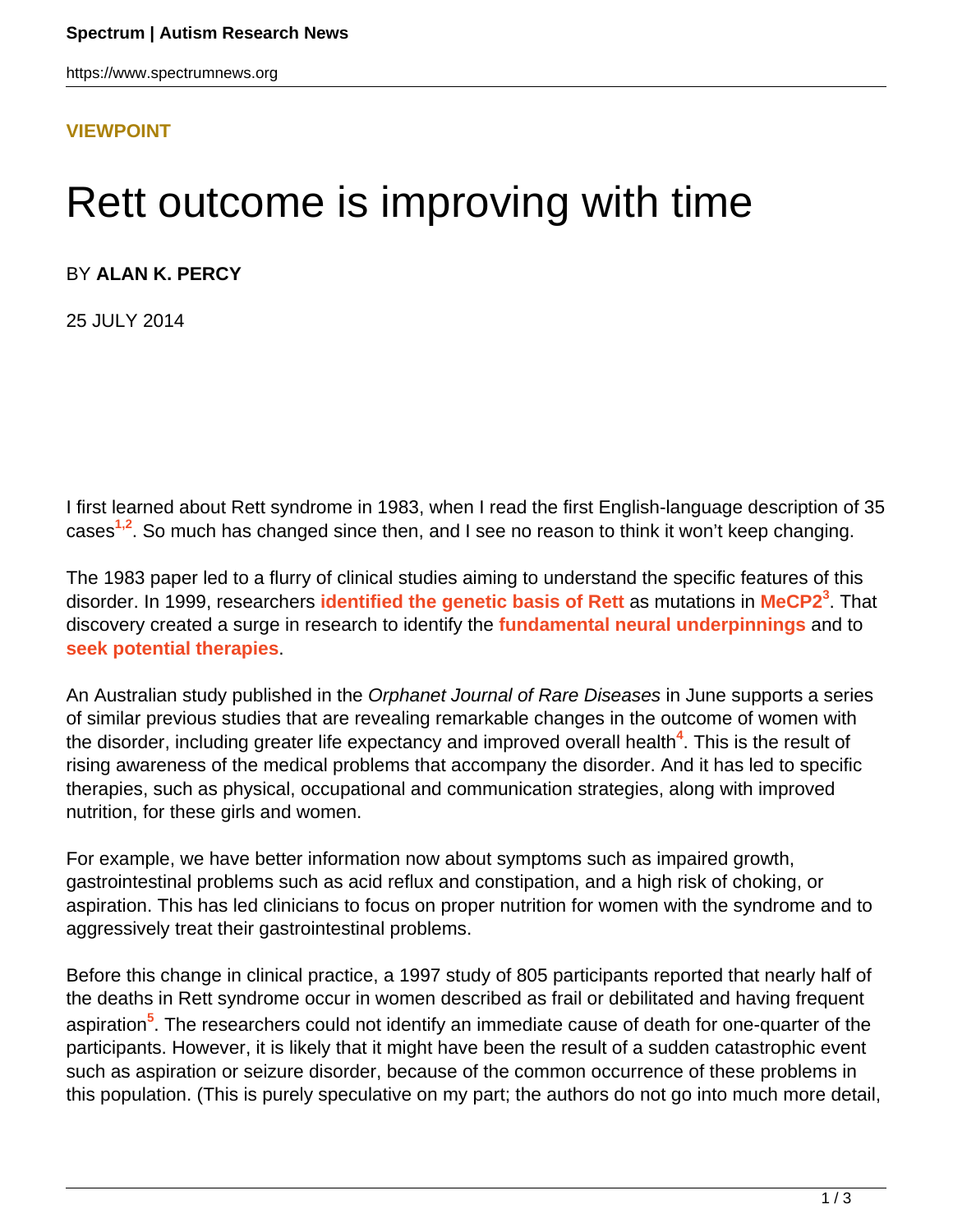**VIEWPOINT**

# Rett outcome is improving with time

BY **ALAN K. PERCY**

25 JULY 2014

I first learned about Rett syndrome in 1983, when I read the first English-language description of 35 cases[1,2]. So much has changed since then, and I see no reason to think it won't keep changing.

The 1983 paper led to a flurry of clinical studies aiming to understand the specific features of this disorder. In 1999, researchers **identified the genetic basis of Rett** as mutations in **MeCP2**[3]. That discovery created a surge in research to identify the **fundamental neural underpinnings** and to **seek potential therapies**.

An Australian study published in the *Orphanet Journal of Rare Diseases* in June supports a series of similar previous studies that are revealing remarkable changes in the outcome of women with the disorder, including greater life expectancy and improved overall health[4]. This is the result of rising awareness of the medical problems that accompany the disorder. And it has led to specific therapies, such as physical, occupational and communication strategies, along with improved nutrition, for these girls and women.

For example, we have better information now about symptoms such as impaired growth, gastrointestinal problems such as acid reflux and constipation, and a high risk of choking, or aspiration. This has led clinicians to focus on proper nutrition for women with the syndrome and to aggressively treat their gastrointestinal problems.

Before this change in clinical practice, a 1997 study of 805 participants reported that nearly half of the deaths in Rett syndrome occur in women described as frail or debilitated and having frequent aspiration[5]. The researchers could not identify an immediate cause of death for one-quarter of the participants. However, it is likely that it might have been the result of a sudden catastrophic event such as aspiration or seizure disorder, because of the common occurrence of these problems in this population. (This is purely speculative on my part; the authors do not go into much more detail,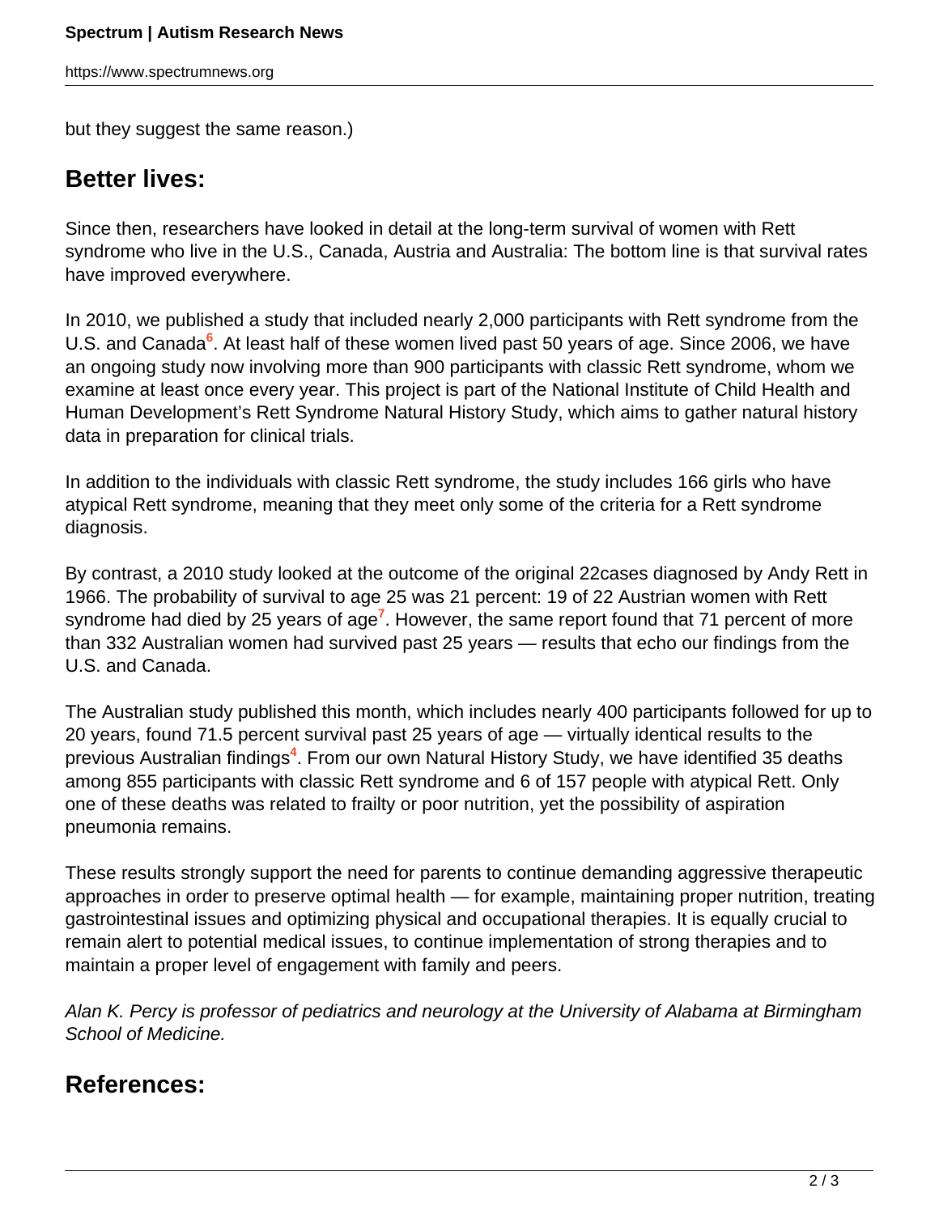but they suggest the same reason.)

## Better lives:

Since then, researchers have looked in detail at the long-term survival of women with Rett syndrome who live in the U.S., Canada, Austria and Australia: The bottom line is that survival rates have improved everywhere.

In 2010, we published a study that included nearly 2,000 participants with Rett syndrome from the U.S. and Canada[6]. At least half of these women lived past 50 years of age. Since 2006, we have an ongoing study now involving more than 900 participants with classic Rett syndrome, whom we examine at least once every year. This project is part of the National Institute of Child Health and Human Development's Rett Syndrome Natural History Study, which aims to gather natural history data in preparation for clinical trials.

In addition to the individuals with classic Rett syndrome, the study includes 166 girls who have atypical Rett syndrome, meaning that they meet only some of the criteria for a Rett syndrome diagnosis.

By contrast, a 2010 study looked at the outcome of the original 22cases diagnosed by Andy Rett in 1966. The probability of survival to age 25 was 21 percent: 19 of 22 Austrian women with Rett syndrome had died by 25 years of age[7]. However, the same report found that 71 percent of more than 332 Australian women had survived past 25 years — results that echo our findings from the U.S. and Canada.

The Australian study published this month, which includes nearly 400 participants followed for up to 20 years, found 71.5 percent survival past 25 years of age — virtually identical results to the previous Australian findings[4]. From our own Natural History Study, we have identified 35 deaths among 855 participants with classic Rett syndrome and 6 of 157 people with atypical Rett. Only one of these deaths was related to frailty or poor nutrition, yet the possibility of aspiration pneumonia remains.

These results strongly support the need for parents to continue demanding aggressive therapeutic approaches in order to preserve optimal health — for example, maintaining proper nutrition, treating gastrointestinal issues and optimizing physical and occupational therapies. It is equally crucial to remain alert to potential medical issues, to continue implementation of strong therapies and to maintain a proper level of engagement with family and peers.

*Alan K. Percy is professor of pediatrics and neurology at the University of Alabama at Birmingham School of Medicine.*

## References: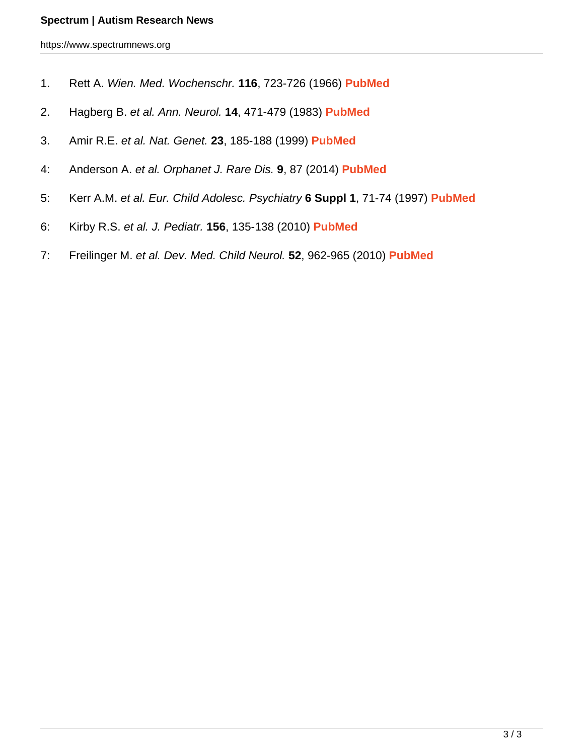1. Rett A. *Wien. Med. Wochenschr.* **116**, 723-726 (1966) **PubMed**
2. Hagberg B. *et al. Ann. Neurol.* **14**, 471-479 (1983) **PubMed**
3. Amir R.E. *et al. Nat. Genet.* **23**, 185-188 (1999) **PubMed**

4: Anderson A. *et al. Orphanet J. Rare Dis.* **9**, 87 (2014) **PubMed**

5: Kerr A.M. *et al. Eur. Child Adolesc. Psychiatry* **6 Suppl 1**, 71-74 (1997) **PubMed**

6: Kirby R.S. *et al. J. Pediatr.* **156**, 135-138 (2010) **PubMed**

7: Freilinger M. *et al. Dev. Med. Child Neurol.* **52**, 962-965 (2010) **PubMed**